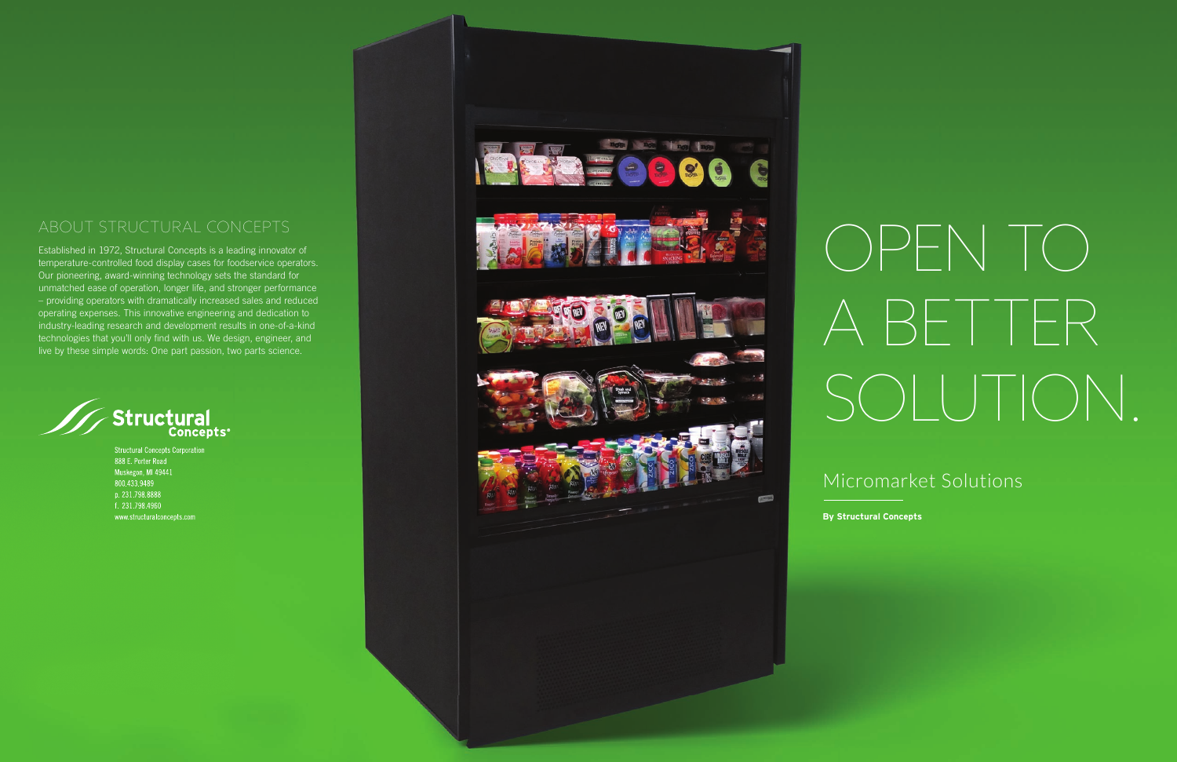## ABOUT STRUCTURAL CONCEPTS

Established in 1972, Structural Concepts is a leading innovator of temperature-controlled food display cases for foodservice operators. Our pioneering, award-winning technology sets the standard for unmatched ease of operation, longer life, and stronger performance – providing operators with dramatically increased sales and reduced operating expenses. This innovative engineering and dedication to industry-leading research and development results in one-of-a-kind technologies that you'll only find with us. We design, engineer, and live by these simple words: One part passion, two parts science.

Structural Concepts®

Structural Concepts Corporation
888 E. Porter Road
Muskegon, MI 49441
800.433.9489
p. 231.798.8888
f. 231.798.4960
www.structuralconcepts.com

# OPEN TO A BETTER SOLUTION.

## Micromarket Solutions

**By Structural Concepts**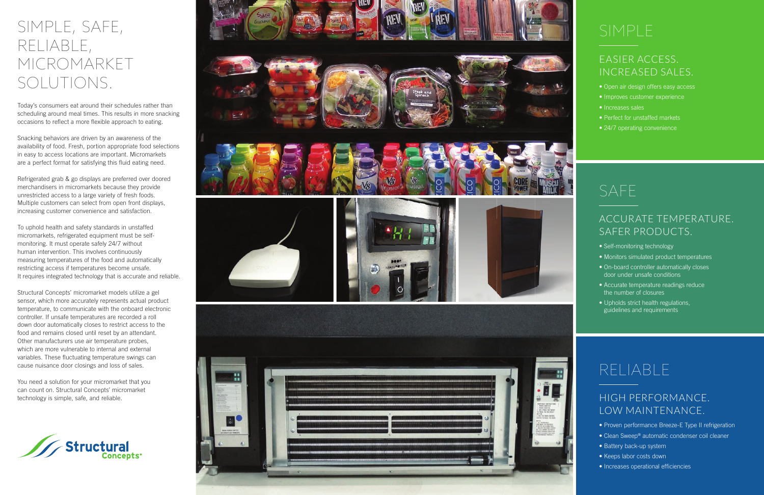# SIMPLE, SAFE, RELIABLE, MICROMARKET SOLUTIONS.

Today's consumers eat around their schedules rather than scheduling around meal times. This results in more snacking occasions to reflect a more flexible approach to eating.

Snacking behaviors are driven by an awareness of the availability of food. Fresh, portion appropriate food selections in easy to access locations are important. Micromarkets are a perfect format for satisfying this fluid eating need.

Refrigerated grab & go displays are preferred over doored merchandisers in micromarkets because they provide unrestricted access to a large variety of fresh foods. Multiple customers can select from open front displays, increasing customer convenience and satisfaction.

To uphold health and safety standards in unstaffed micromarkets, refrigerated equipment must be self-monitoring. It must operate safely 24/7 without human intervention. This involves continuously measuring temperatures of the food and automatically restricting access if temperatures become unsafe. It requires integrated technology that is accurate and reliable.

Structural Concepts' micromarket models utilize a gel sensor, which more accurately represents actual product temperature, to communicate with the onboard electronic controller. If unsafe temperatures are recorded a roll down door automatically closes to restrict access to the food and remains closed until reset by an attendant. Other manufacturers use air temperature probes, which are more vulnerable to internal and external variables. These fluctuating temperature swings can cause nuisance door closings and loss of sales.

You need a solution for your micromarket that you can count on. Structural Concepts' micromarket technology is simple, safe, and reliable.

Structural Concepts®

## SIMPLE

### EASIER ACCESS. INCREASED SALES.

- Open air design offers easy access
- Improves customer experience
- Increases sales
- Perfect for unstaffed markets
- 24/7 operating convenience

## SAFE

### ACCURATE TEMPERATURE. SAFER PRODUCTS.

- Self-monitoring technology
- Monitors simulated product temperatures
- On-board controller automatically closes door under unsafe conditions
- Accurate temperature readings reduce the number of closures
- Upholds strict health regulations, guidelines and requirements

## RELIABLE

### HIGH PERFORMANCE. LOW MAINTENANCE.

- Proven performance Breeze-E Type II refrigeration
- Clean Sweep® automatic condenser coil cleaner
- Battery back-up system
- Keeps labor costs down
- Increases operational efficiencies